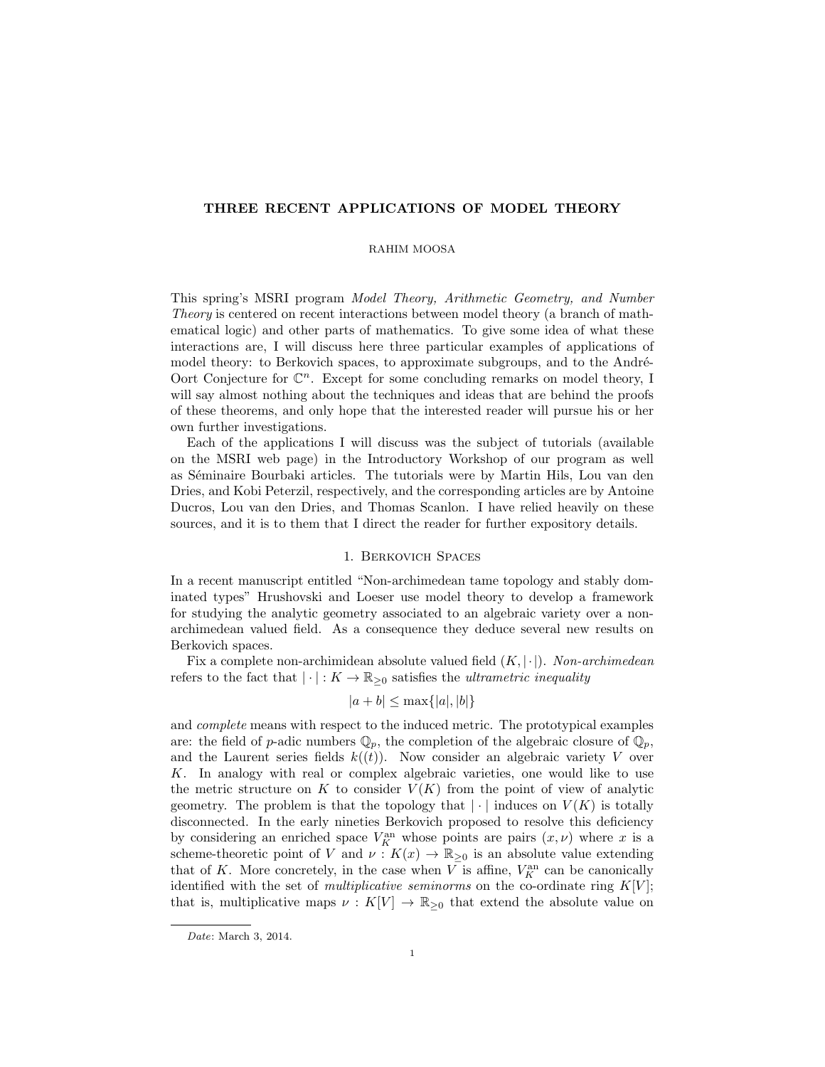# THREE RECENT APPLICATIONS OF MODEL THEORY

RAHIM MOOSA

This spring's MSRI program *Model Theory, Arithmetic Geometry, and Number Theory* is centered on recent interactions between model theory (a branch of mathematical logic) and other parts of mathematics. To give some idea of what these interactions are, I will discuss here three particular examples of applications of model theory: to Berkovich spaces, to approximate subgroups, and to the André-Oort Conjecture for $\mathbb{C}^n$. Except for some concluding remarks on model theory, I will say almost nothing about the techniques and ideas that are behind the proofs of these theorems, and only hope that the interested reader will pursue his or her own further investigations.

Each of the applications I will discuss was the subject of tutorials (available on the MSRI web page) in the Introductory Workshop of our program as well as Séminaire Bourbaki articles. The tutorials were by Martin Hils, Lou van den Dries, and Kobi Peterzil, respectively, and the corresponding articles are by Antoine Ducros, Lou van den Dries, and Thomas Scanlon. I have relied heavily on these sources, and it is to them that I direct the reader for further expository details.

## 1. Berkovich Spaces

In a recent manuscript entitled "Non-archimedean tame topology and stably dominated types" Hrushovski and Loeser use model theory to develop a framework for studying the analytic geometry associated to an algebraic variety over a non-archimedean valued field. As a consequence they deduce several new results on Berkovich spaces.

Fix a complete non-archimidean absolute valued field $(K, |\cdot|)$. *Non-archimedean* refers to the fact that $|\cdot| : K \to \mathbb{R}_{\geq 0}$ satisfies the *ultrametric inequality*

$$|a + b| \leq \max\{|a|, |b|\}$$

and *complete* means with respect to the induced metric. The prototypical examples are: the field of $p$-adic numbers $\mathbb{Q}_p$, the completion of the algebraic closure of $\mathbb{Q}_p$, and the Laurent series fields $k((t))$. Now consider an algebraic variety $V$ over $K$. In analogy with real or complex algebraic varieties, one would like to use the metric structure on $K$ to consider $V(K)$ from the point of view of analytic geometry. The problem is that the topology that $|\cdot|$ induces on $V(K)$ is totally disconnected. In the early nineties Berkovich proposed to resolve this deficiency by considering an enriched space $V_K^{\mathrm{an}}$ whose points are pairs $(x, \nu)$ where $x$ is a scheme-theoretic point of $V$ and $\nu : K(x) \to \mathbb{R}_{\geq 0}$ is an absolute value extending that of $K$. More concretely, in the case when $V$ is affine, $V_K^{\mathrm{an}}$ can be canonically identified with the set of *multiplicative seminorms* on the co-ordinate ring $K[V]$; that is, multiplicative maps $\nu : K[V] \to \mathbb{R}_{\geq 0}$ that extend the absolute value on

---

*Date*: March 3, 2014.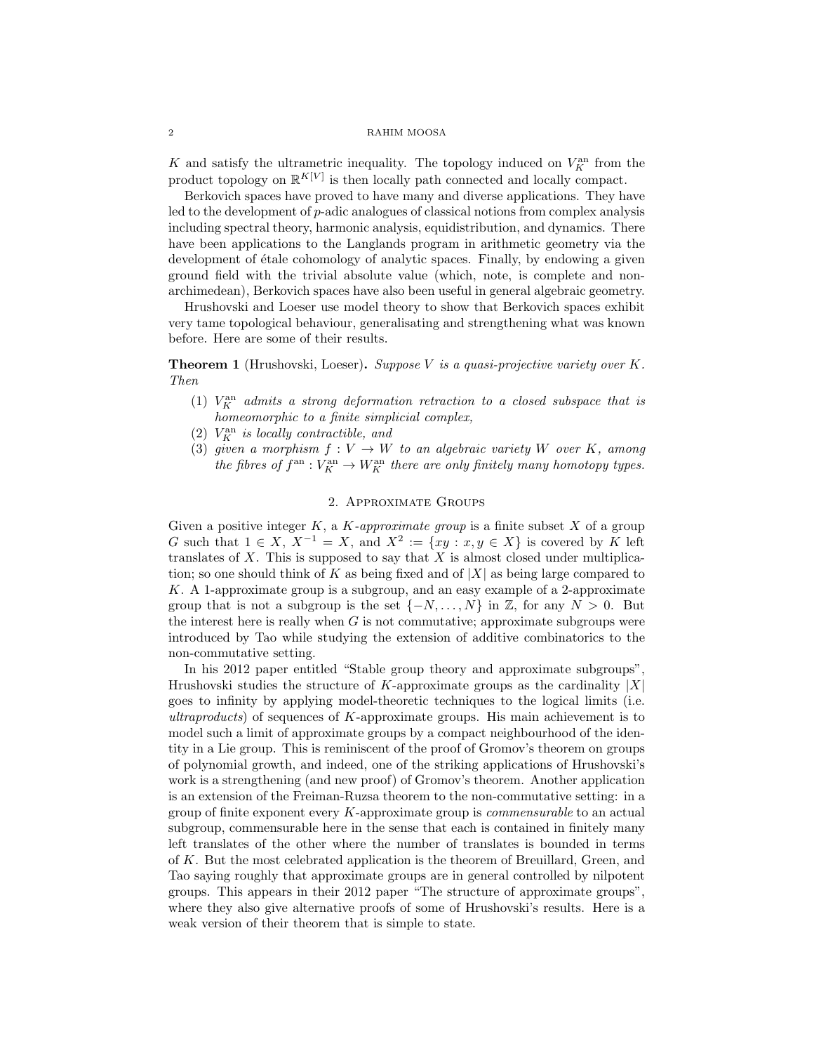$K$ and satisfy the ultrametric inequality. The topology induced on $V_K^{\mathrm{an}}$ from the product topology on $\mathbb{R}^{K[V]}$ is then locally path connected and locally compact.

Berkovich spaces have proved to have many and diverse applications. They have led to the development of $p$-adic analogues of classical notions from complex analysis including spectral theory, harmonic analysis, equidistribution, and dynamics. There have been applications to the Langlands program in arithmetic geometry via the development of étale cohomology of analytic spaces. Finally, by endowing a given ground field with the trivial absolute value (which, note, is complete and non-archimedean), Berkovich spaces have also been useful in general algebraic geometry.

Hrushovski and Loeser use model theory to show that Berkovich spaces exhibit very tame topological behaviour, generalisating and strengthening what was known before. Here are some of their results.

**Theorem 1** (Hrushovski, Loeser)**.** *Suppose $V$ is a quasi-projective variety over $K$. Then*

1. *$V_K^{\mathrm{an}}$ admits a strong deformation retraction to a closed subspace that is homeomorphic to a finite simplicial complex,*
2. *$V_K^{\mathrm{an}}$ is locally contractible, and*
3. *given a morphism $f : V \to W$ to an algebraic variety $W$ over $K$, among the fibres of $f^{\mathrm{an}} : V_K^{\mathrm{an}} \to W_K^{\mathrm{an}}$ there are only finitely many homotopy types.*

## 2. Approximate Groups

Given a positive integer $K$, a *$K$-approximate group* is a finite subset $X$ of a group $G$ such that $1 \in X$, $X^{-1} = X$, and $X^2 := \{xy : x, y \in X\}$ is covered by $K$ left translates of $X$. This is supposed to say that $X$ is almost closed under multiplication; so one should think of $K$ as being fixed and of $|X|$ as being large compared to $K$. A 1-approximate group is a subgroup, and an easy example of a 2-approximate group that is not a subgroup is the set $\{-N, \ldots, N\}$ in $\mathbb{Z}$, for any $N > 0$. But the interest here is really when $G$ is not commutative; approximate subgroups were introduced by Tao while studying the extension of additive combinatorics to the non-commutative setting.

In his 2012 paper entitled "Stable group theory and approximate subgroups", Hrushovski studies the structure of $K$-approximate groups as the cardinality $|X|$ goes to infinity by applying model-theoretic techniques to the logical limits (i.e. *ultraproducts*) of sequences of $K$-approximate groups. His main achievement is to model such a limit of approximate groups by a compact neighbourhood of the identity in a Lie group. This is reminiscent of the proof of Gromov's theorem on groups of polynomial growth, and indeed, one of the striking applications of Hrushovski's work is a strengthening (and new proof) of Gromov's theorem. Another application is an extension of the Freiman-Ruzsa theorem to the non-commutative setting: in a group of finite exponent every $K$-approximate group is *commensurable* to an actual subgroup, commensurable here in the sense that each is contained in finitely many left translates of the other where the number of translates is bounded in terms of $K$. But the most celebrated application is the theorem of Breuillard, Green, and Tao saying roughly that approximate groups are in general controlled by nilpotent groups. This appears in their 2012 paper "The structure of approximate groups", where they also give alternative proofs of some of Hrushovski's results. Here is a weak version of their theorem that is simple to state.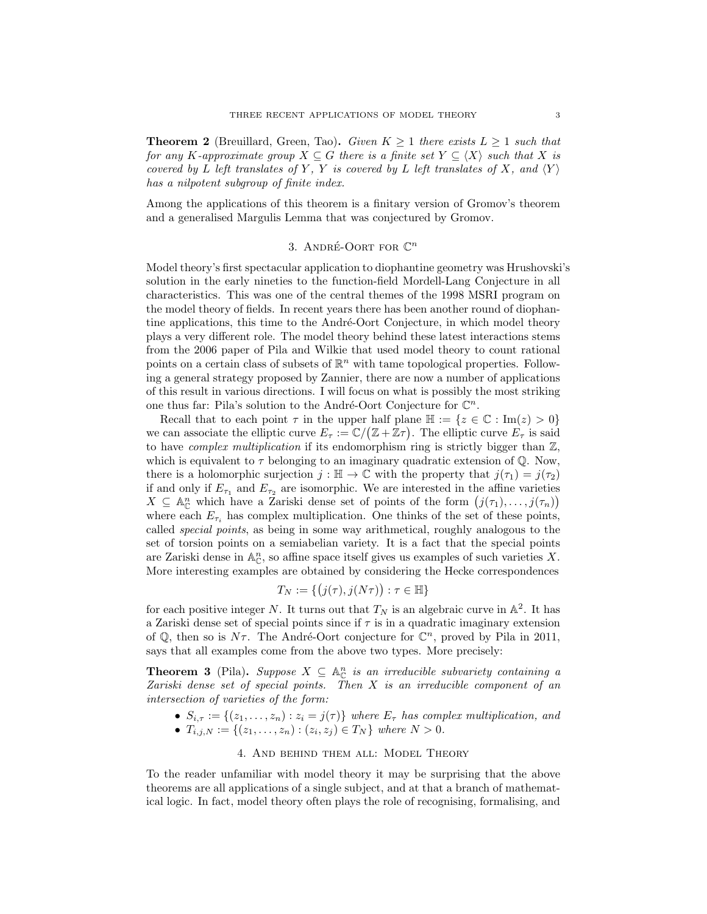**Theorem 2** (Breuillard, Green, Tao)**.** *Given $K \geq 1$ there exists $L \geq 1$ such that for any $K$-approximate group $X \subseteq G$ there is a finite set $Y \subseteq \langle X \rangle$ such that $X$ is covered by $L$ left translates of $Y$, $Y$ is covered by $L$ left translates of $X$, and $\langle Y \rangle$ has a nilpotent subgroup of finite index.*

Among the applications of this theorem is a finitary version of Gromov's theorem and a generalised Margulis Lemma that was conjectured by Gromov.

## 3. André-Oort for $\mathbb{C}^n$

Model theory's first spectacular application to diophantine geometry was Hrushovski's solution in the early nineties to the function-field Mordell-Lang Conjecture in all characteristics. This was one of the central themes of the 1998 MSRI program on the model theory of fields. In recent years there has been another round of diophantine applications, this time to the André-Oort Conjecture, in which model theory plays a very different role. The model theory behind these latest interactions stems from the 2006 paper of Pila and Wilkie that used model theory to count rational points on a certain class of subsets of $\mathbb{R}^n$ with tame topological properties. Following a general strategy proposed by Zannier, there are now a number of applications of this result in various directions. I will focus on what is possibly the most striking one thus far: Pila's solution to the André-Oort Conjecture for $\mathbb{C}^n$.

Recall that to each point $\tau$ in the upper half plane $\mathbb{H} := \{z \in \mathbb{C} : \mathrm{Im}(z) > 0\}$ we can associate the elliptic curve $E_\tau := \mathbb{C}/(\mathbb{Z} + \mathbb{Z}\tau)$. The elliptic curve $E_\tau$ is said to have *complex multiplication* if its endomorphism ring is strictly bigger than $\mathbb{Z}$, which is equivalent to $\tau$ belonging to an imaginary quadratic extension of $\mathbb{Q}$. Now, there is a holomorphic surjection $j : \mathbb{H} \to \mathbb{C}$ with the property that $j(\tau_1) = j(\tau_2)$ if and only if $E_{\tau_1}$ and $E_{\tau_2}$ are isomorphic. We are interested in the affine varieties $X \subseteq \mathbb{A}^n_{\mathbb{C}}$ which have a Zariski dense set of points of the form $\big(j(\tau_1), \ldots, j(\tau_n)\big)$ where each $E_{\tau_i}$ has complex multiplication. One thinks of the set of these points, called *special points*, as being in some way arithmetical, roughly analogous to the set of torsion points on a semiabelian variety. It is a fact that the special points are Zariski dense in $\mathbb{A}^n_{\mathbb{C}}$, so affine space itself gives us examples of such varieties $X$. More interesting examples are obtained by considering the Hecke correspondences

$$T_N := \{\big(j(\tau), j(N\tau)\big) : \tau \in \mathbb{H}\}$$

for each positive integer $N$. It turns out that $T_N$ is an algebraic curve in $\mathbb{A}^2$. It has a Zariski dense set of special points since if $\tau$ is in a quadratic imaginary extension of $\mathbb{Q}$, then so is $N\tau$. The André-Oort conjecture for $\mathbb{C}^n$, proved by Pila in 2011, says that all examples come from the above two types. More precisely:

**Theorem 3** (Pila)**.** *Suppose $X \subseteq \mathbb{A}^n_{\mathbb{C}}$ is an irreducible subvariety containing a Zariski dense set of special points. Then $X$ is an irreducible component of an intersection of varieties of the form:*

- *$S_{i,\tau} := \{(z_1, \ldots, z_n) : z_i = j(\tau)\}$ where $E_\tau$ has complex multiplication, and*
- *$T_{i,j,N} := \{(z_1, \ldots, z_n) : (z_i, z_j) \in T_N\}$ where $N > 0$.*

## 4. And behind them all: Model Theory

To the reader unfamiliar with model theory it may be surprising that the above theorems are all applications of a single subject, and at that a branch of mathematical logic. In fact, model theory often plays the role of recognising, formalising, and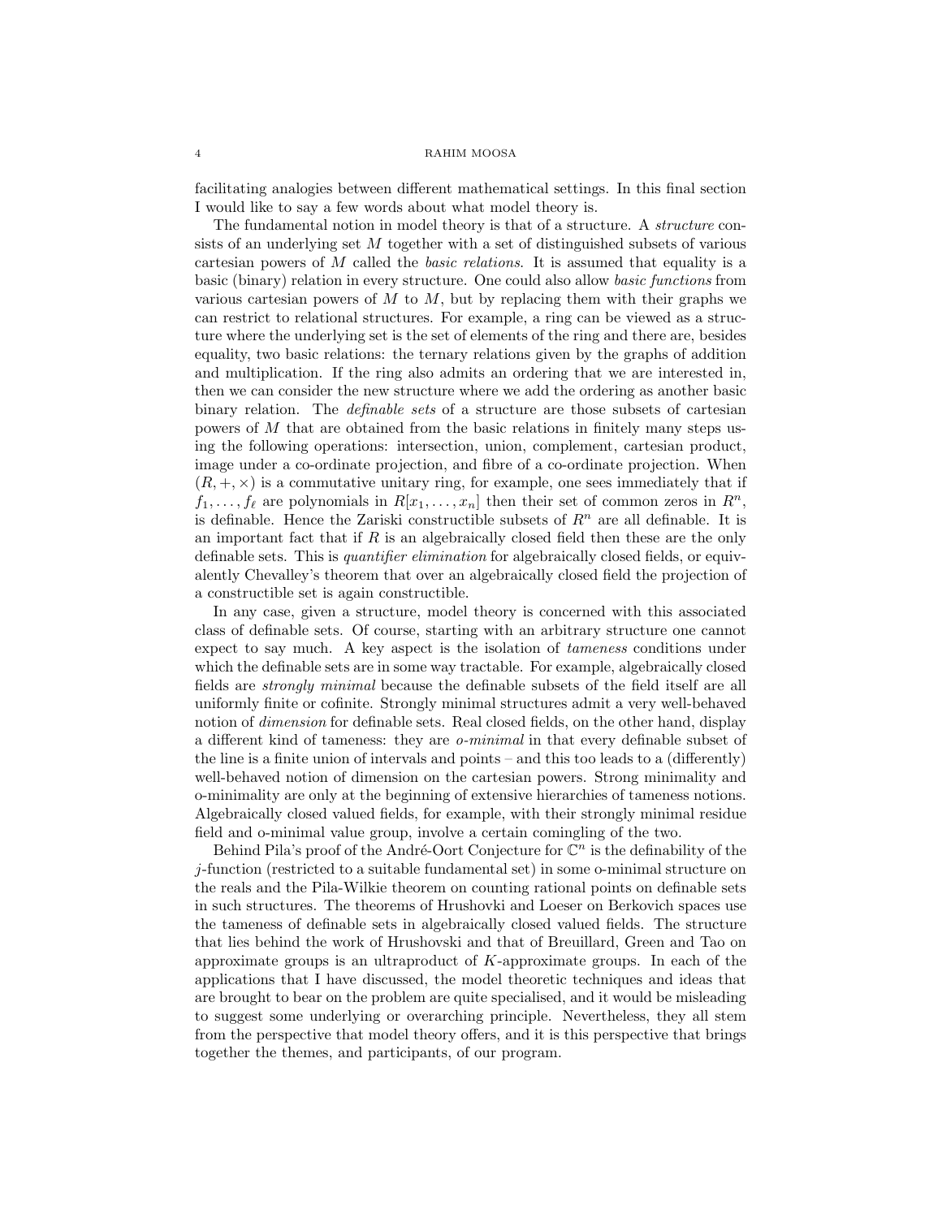facilitating analogies between different mathematical settings. In this final section I would like to say a few words about what model theory is.

The fundamental notion in model theory is that of a structure. A *structure* consists of an underlying set $M$ together with a set of distinguished subsets of various cartesian powers of $M$ called the *basic relations*. It is assumed that equality is a basic (binary) relation in every structure. One could also allow *basic functions* from various cartesian powers of $M$ to $M$, but by replacing them with their graphs we can restrict to relational structures. For example, a ring can be viewed as a structure where the underlying set is the set of elements of the ring and there are, besides equality, two basic relations: the ternary relations given by the graphs of addition and multiplication. If the ring also admits an ordering that we are interested in, then we can consider the new structure where we add the ordering as another basic binary relation. The *definable sets* of a structure are those subsets of cartesian powers of $M$ that are obtained from the basic relations in finitely many steps using the following operations: intersection, union, complement, cartesian product, image under a co-ordinate projection, and fibre of a co-ordinate projection. When $(R, +, \times)$ is a commutative unitary ring, for example, one sees immediately that if $f_1, \dots, f_\ell$ are polynomials in $R[x_1, \dots, x_n]$ then their set of common zeros in $R^n$, is definable. Hence the Zariski constructible subsets of $R^n$ are all definable. It is an important fact that if $R$ is an algebraically closed field then these are the only definable sets. This is *quantifier elimination* for algebraically closed fields, or equivalently Chevalley's theorem that over an algebraically closed field the projection of a constructible set is again constructible.

In any case, given a structure, model theory is concerned with this associated class of definable sets. Of course, starting with an arbitrary structure one cannot expect to say much. A key aspect is the isolation of *tameness* conditions under which the definable sets are in some way tractable. For example, algebraically closed fields are *strongly minimal* because the definable subsets of the field itself are all uniformly finite or cofinite. Strongly minimal structures admit a very well-behaved notion of *dimension* for definable sets. Real closed fields, on the other hand, display a different kind of tameness: they are *o-minimal* in that every definable subset of the line is a finite union of intervals and points – and this too leads to a (differently) well-behaved notion of dimension on the cartesian powers. Strong minimality and o-minimality are only at the beginning of extensive hierarchies of tameness notions. Algebraically closed valued fields, for example, with their strongly minimal residue field and o-minimal value group, involve a certain comingling of the two.

Behind Pila's proof of the André-Oort Conjecture for $\mathbb{C}^n$ is the definability of the $j$-function (restricted to a suitable fundamental set) in some o-minimal structure on the reals and the Pila-Wilkie theorem on counting rational points on definable sets in such structures. The theorems of Hrushovki and Loeser on Berkovich spaces use the tameness of definable sets in algebraically closed valued fields. The structure that lies behind the work of Hrushovski and that of Breuillard, Green and Tao on approximate groups is an ultraproduct of $K$-approximate groups. In each of the applications that I have discussed, the model theoretic techniques and ideas that are brought to bear on the problem are quite specialised, and it would be misleading to suggest some underlying or overarching principle. Nevertheless, they all stem from the perspective that model theory offers, and it is this perspective that brings together the themes, and participants, of our program.